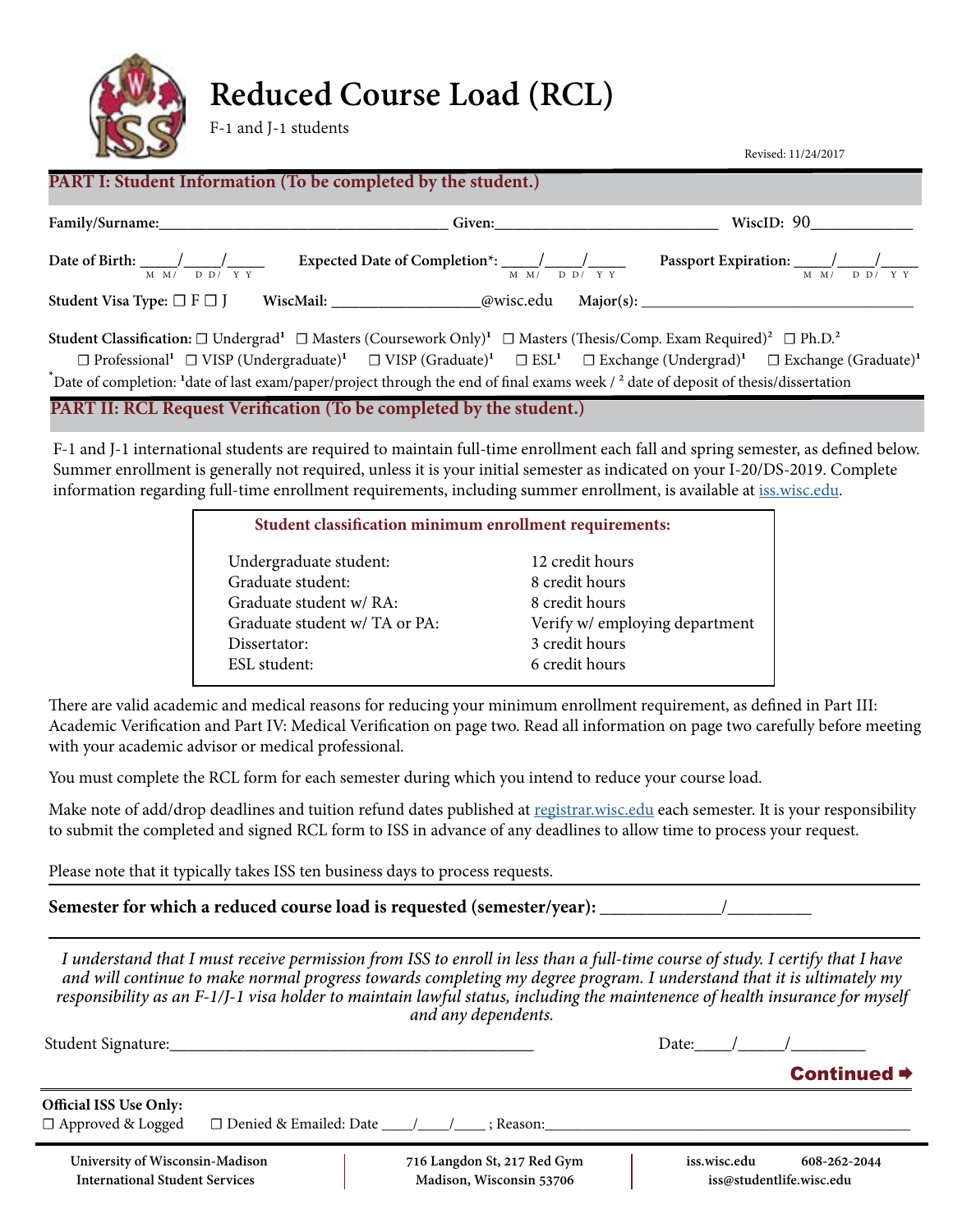# Reduced Course Load (RCL)

F-1 and J-1 students

Revised: 11/24/2017

## PART I: Student Information (To be completed by the student.)

**Family/Surname:**___________________________________ **Given:**_____________________________ **WiscID:** 90_____________

**Date of Birth:** _____/_____/_____ (MM/DD/YY) **Expected Date of Completion***: _____/_____/_____ (MM/DD/YY) **Passport Expiration:** _____/_____/_____ (MM/DD/YY)

**Student Visa Type:** ☐ F ☐ J **WiscMail:** __________________@wisc.edu **Major(s):** ___________________________________

**Student Classification:** ☐ Undergrad[1] ☐ Masters (Coursework Only)[1] ☐ Masters (Thesis/Comp. Exam Required)[2] ☐ Ph.D.[2]
☐ Professional[1] ☐ VISP (Undergraduate)[1] ☐ VISP (Graduate)[1] ☐ ESL[1] ☐ Exchange (Undergrad)[1] ☐ Exchange (Graduate)[1]

*Date of completion: [1]date of last exam/paper/project through the end of final exams week / [2] date of deposit of thesis/dissertation

## PART II: RCL Request Verification (To be completed by the student.)

F-1 and J-1 international students are required to maintain full-time enrollment each fall and spring semester, as defined below. Summer enrollment is generally not required, unless it is your initial semester as indicated on your I-20/DS-2019. Complete information regarding full-time enrollment requirements, including summer enrollment, is available at iss.wisc.edu.

| Student classification minimum enrollment requirements: | |
|---|---|
| Undergraduate student: | 12 credit hours |
| Graduate student: | 8 credit hours |
| Graduate student w/ RA: | 8 credit hours |
| Graduate student w/ TA or PA: | Verify w/ employing department |
| Dissertator: | 3 credit hours |
| ESL student: | 6 credit hours |

There are valid academic and medical reasons for reducing your minimum enrollment requirement, as defined in Part III: Academic Verification and Part IV: Medical Verification on page two. Read all information on page two carefully before meeting with your academic advisor or medical professional.

You must complete the RCL form for each semester during which you intend to reduce your course load.

Make note of add/drop deadlines and tuition refund dates published at registrar.wisc.edu each semester. It is your responsibility to submit the completed and signed RCL form to ISS in advance of any deadlines to allow time to process your request.

Please note that it typically takes ISS ten business days to process requests.

**Semester for which a reduced course load is requested (semester/year):** _____________/_________

*I understand that I must receive permission from ISS to enroll in less than a full-time course of study. I certify that I have and will continue to make normal progress towards completing my degree program. I understand that it is ultimately my responsibility as an F-1/J-1 visa holder to maintain lawful status, including the maintenence of health insurance for myself and any dependents.*

Student Signature:____________________________________________ Date:____/_____/_________

**Continued ➡**

**Official ISS Use Only:**
☐ Approved & Logged ☐ Denied & Emailed: Date ____/____/____ ; Reason:_______________________________________________

University of Wisconsin-Madison
International Student Services

716 Langdon St, 217 Red Gym
Madison, Wisconsin 53706

iss.wisc.edu 608-262-2044
iss@studentlife.wisc.edu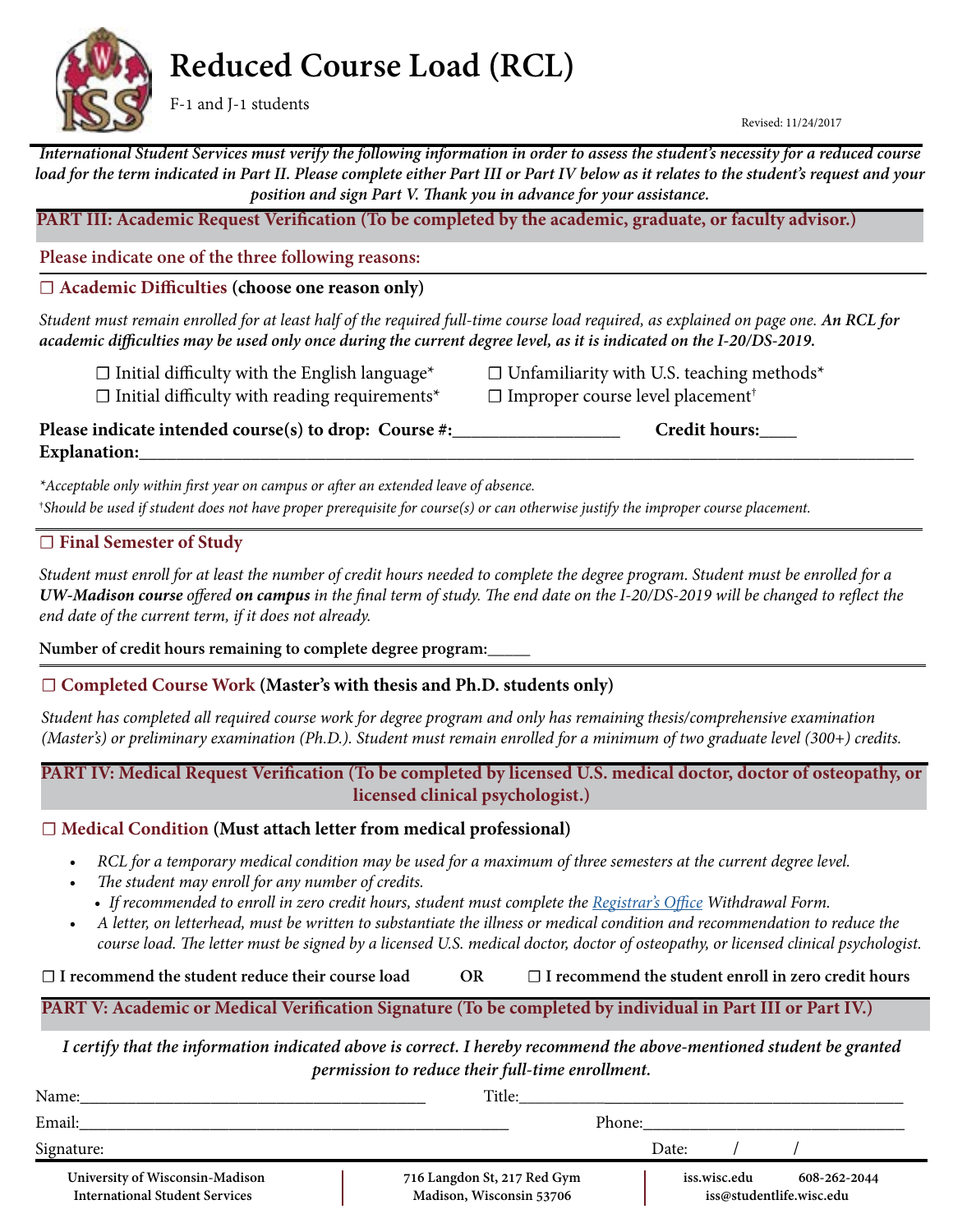# Reduced Course Load (RCL)

F-1 and J-1 students

Revised: 11/24/2017

***International Student Services must verify the following information in order to assess the student's necessity for a reduced course load for the term indicated in Part II. Please complete either Part III or Part IV below as it relates to the student's request and your position and sign Part V. Thank you in advance for your assistance.***

## PART III: Academic Request Verification (To be completed by the academic, graduate, or faculty advisor.)

**Please indicate one of the three following reasons:**

### ☐ Academic Difficulties (choose one reason only)

*Student must remain enrolled for at least half of the required full-time course load required, as explained on page one.* ***An RCL for academic difficulties may be used only once during the current degree level, as it is indicated on the I-20/DS-2019.***

☐ Initial difficulty with the English language*
☐ Unfamiliarity with U.S. teaching methods*
☐ Initial difficulty with reading requirements*
☐ Improper course level placement†

**Please indicate intended course(s) to drop: Course #:_________________ Credit hours:____**

**Explanation:________________________________________________________________________________**

*\*Acceptable only within first year on campus or after an extended leave of absence.*

*†Should be used if student does not have proper prerequisite for course(s) or can otherwise justify the improper course placement.*

### ☐ Final Semester of Study

*Student must enroll for at least the number of credit hours needed to complete the degree program. Student must be enrolled for a* ***UW-Madison course*** *offered* ***on campus*** *in the final term of study. The end date on the I-20/DS-2019 will be changed to reflect the end date of the current term, if it does not already.*

**Number of credit hours remaining to complete degree program:_____**

### ☐ Completed Course Work (Master's with thesis and Ph.D. students only)

*Student has completed all required course work for degree program and only has remaining thesis/comprehensive examination (Master's) or preliminary examination (Ph.D.). Student must remain enrolled for a minimum of two graduate level (300+) credits.*

## PART IV: Medical Request Verification (To be completed by licensed U.S. medical doctor, doctor of osteopathy, or licensed clinical psychologist.)

### ☐ Medical Condition (Must attach letter from medical professional)

- *RCL for a temporary medical condition may be used for a maximum of three semesters at the current degree level.*
- *The student may enroll for any number of credits.*
  - *If recommended to enroll in zero credit hours, student must complete the Registrar's Office Withdrawal Form.*
- *A letter, on letterhead, must be written to substantiate the illness or medical condition and recommendation to reduce the course load. The letter must be signed by a licensed U.S. medical doctor, doctor of osteopathy, or licensed clinical psychologist.*

**☐ I recommend the student reduce their course load** OR **☐ I recommend the student enroll in zero credit hours**

## PART V: Academic or Medical Verification Signature (To be completed by individual in Part III or Part IV.)

***I certify that the information indicated above is correct. I hereby recommend the above-mentioned student be granted permission to reduce their full-time enrollment.***

Name:__________________________________ Title:__________________________________

Email:__________________________________ Phone:__________________________________

Signature: Date: / /

**University of Wisconsin-Madison**
**International Student Services**

**716 Langdon St, 217 Red Gym**
**Madison, Wisconsin 53706**

**iss.wisc.edu 608-262-2044**
**iss@studentlife.wisc.edu**